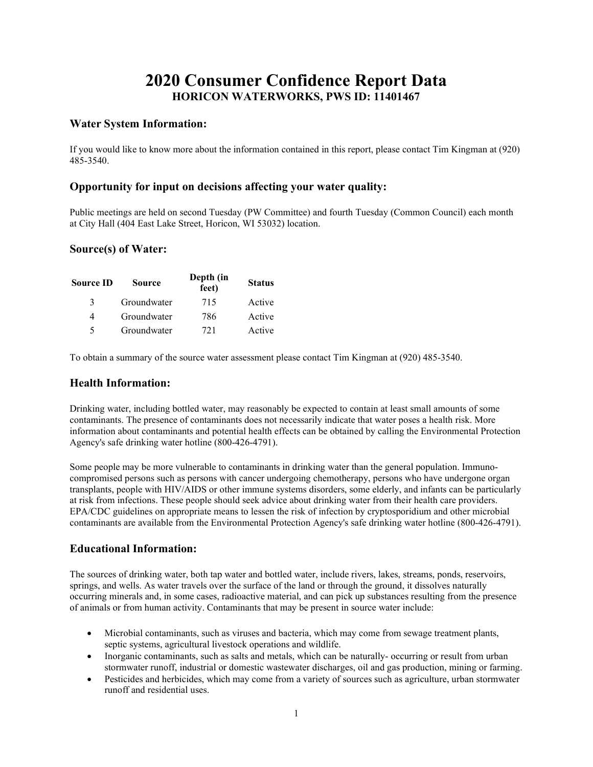# 2020 Consumer Confidence Report Data

## HORICON WATERWORKS, PWS ID: 11401467

### Water System Information:

If you would like to know more about the information contained in this report, please contact Tim Kingman at (920) 485-3540.

### Opportunity for input on decisions affecting your water quality:

Public meetings are held on second Tuesday (PW Committee) and fourth Tuesday (Common Council) each month at City Hall (404 East Lake Street, Horicon, WI 53032) location.

### Source(s) of Water:

| Source ID | Source | Depth (in feet) | Status |
|---|---|---|---|
| 3 | Groundwater | 715 | Active |
| 4 | Groundwater | 786 | Active |
| 5 | Groundwater | 721 | Active |

To obtain a summary of the source water assessment please contact Tim Kingman at (920) 485-3540.

### Health Information:

Drinking water, including bottled water, may reasonably be expected to contain at least small amounts of some contaminants. The presence of contaminants does not necessarily indicate that water poses a health risk. More information about contaminants and potential health effects can be obtained by calling the Environmental Protection Agency's safe drinking water hotline (800-426-4791).

Some people may be more vulnerable to contaminants in drinking water than the general population. Immuno-compromised persons such as persons with cancer undergoing chemotherapy, persons who have undergone organ transplants, people with HIV/AIDS or other immune systems disorders, some elderly, and infants can be particularly at risk from infections. These people should seek advice about drinking water from their health care providers. EPA/CDC guidelines on appropriate means to lessen the risk of infection by cryptosporidium and other microbial contaminants are available from the Environmental Protection Agency's safe drinking water hotline (800-426-4791).

### Educational Information:

The sources of drinking water, both tap water and bottled water, include rivers, lakes, streams, ponds, reservoirs, springs, and wells. As water travels over the surface of the land or through the ground, it dissolves naturally occurring minerals and, in some cases, radioactive material, and can pick up substances resulting from the presence of animals or from human activity. Contaminants that may be present in source water include:

- Microbial contaminants, such as viruses and bacteria, which may come from sewage treatment plants, septic systems, agricultural livestock operations and wildlife.
- Inorganic contaminants, such as salts and metals, which can be naturally- occurring or result from urban stormwater runoff, industrial or domestic wastewater discharges, oil and gas production, mining or farming.
- Pesticides and herbicides, which may come from a variety of sources such as agriculture, urban stormwater runoff and residential uses.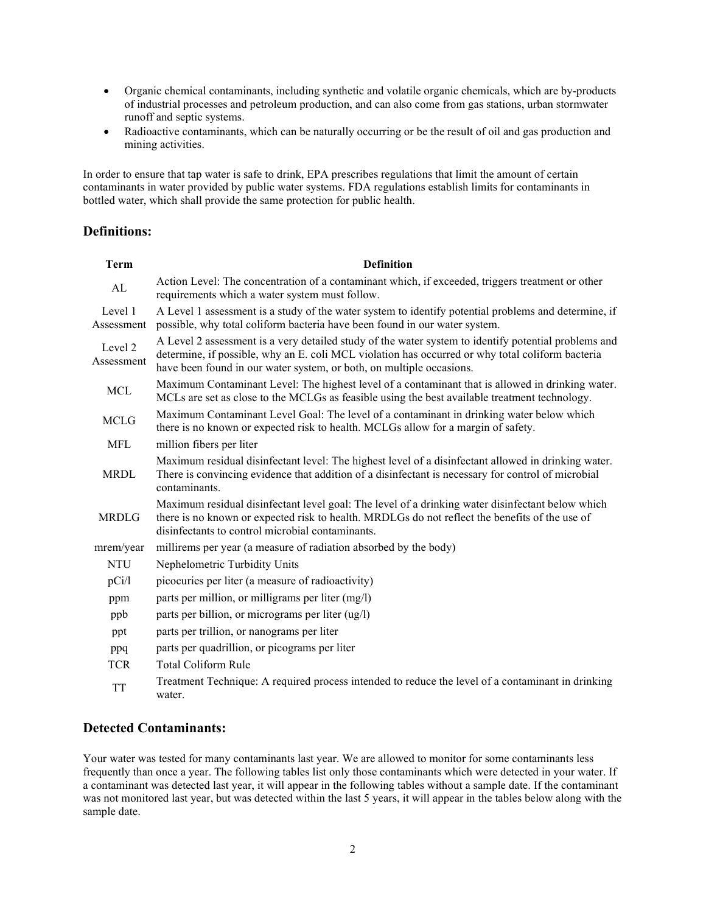- Organic chemical contaminants, including synthetic and volatile organic chemicals, which are by-products of industrial processes and petroleum production, and can also come from gas stations, urban stormwater runoff and septic systems.
- Radioactive contaminants, which can be naturally occurring or be the result of oil and gas production and mining activities.

In order to ensure that tap water is safe to drink, EPA prescribes regulations that limit the amount of certain contaminants in water provided by public water systems. FDA regulations establish limits for contaminants in bottled water, which shall provide the same protection for public health.

## Definitions:

| Term | Definition |
| --- | --- |
| AL | Action Level: The concentration of a contaminant which, if exceeded, triggers treatment or other requirements which a water system must follow. |
| Level 1 Assessment | A Level 1 assessment is a study of the water system to identify potential problems and determine, if possible, why total coliform bacteria have been found in our water system. |
| Level 2 Assessment | A Level 2 assessment is a very detailed study of the water system to identify potential problems and determine, if possible, why an E. coli MCL violation has occurred or why total coliform bacteria have been found in our water system, or both, on multiple occasions. |
| MCL | Maximum Contaminant Level: The highest level of a contaminant that is allowed in drinking water. MCLs are set as close to the MCLGs as feasible using the best available treatment technology. |
| MCLG | Maximum Contaminant Level Goal: The level of a contaminant in drinking water below which there is no known or expected risk to health. MCLGs allow for a margin of safety. |
| MFL | million fibers per liter |
| MRDL | Maximum residual disinfectant level: The highest level of a disinfectant allowed in drinking water. There is convincing evidence that addition of a disinfectant is necessary for control of microbial contaminants. |
| MRDLG | Maximum residual disinfectant level goal: The level of a drinking water disinfectant below which there is no known or expected risk to health. MRDLGs do not reflect the benefits of the use of disinfectants to control microbial contaminants. |
| mrem/year | millirems per year (a measure of radiation absorbed by the body) |
| NTU | Nephelometric Turbidity Units |
| pCi/l | picocuries per liter (a measure of radioactivity) |
| ppm | parts per million, or milligrams per liter (mg/l) |
| ppb | parts per billion, or micrograms per liter (ug/l) |
| ppt | parts per trillion, or nanograms per liter |
| ppq | parts per quadrillion, or picograms per liter |
| TCR | Total Coliform Rule |
| TT | Treatment Technique: A required process intended to reduce the level of a contaminant in drinking water. |

## Detected Contaminants:

Your water was tested for many contaminants last year. We are allowed to monitor for some contaminants less frequently than once a year. The following tables list only those contaminants which were detected in your water. If a contaminant was detected last year, it will appear in the following tables without a sample date. If the contaminant was not monitored last year, but was detected within the last 5 years, it will appear in the tables below along with the sample date.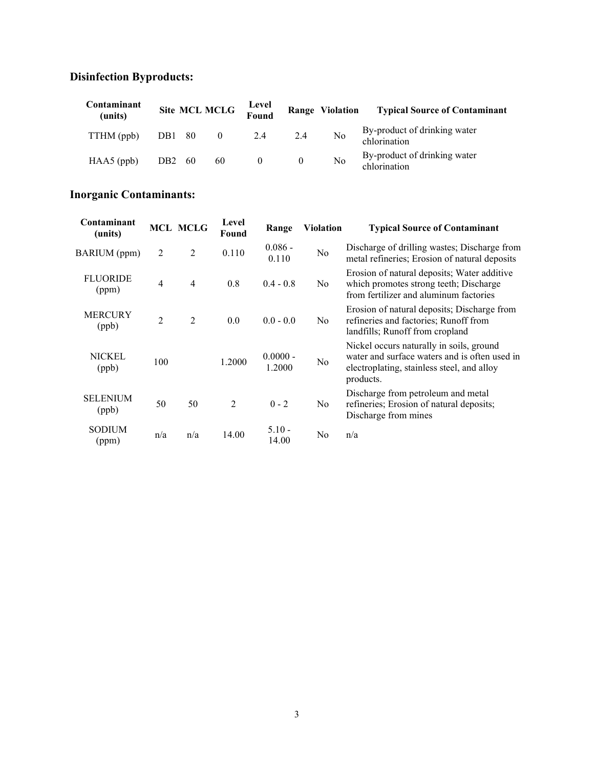## Disinfection Byproducts:

| Contaminant (units) | Site | MCL | MCLG | Level Found | Range | Violation | Typical Source of Contaminant |
| --- | --- | --- | --- | --- | --- | --- | --- |
| TTHM (ppb) | DB1 | 80 | 0 | 2.4 | 2.4 | No | By-product of drinking water chlorination |
| HAA5 (ppb) | DB2 | 60 | 60 | 0 | 0 | No | By-product of drinking water chlorination |

## Inorganic Contaminants:

| Contaminant (units) | MCL | MCLG | Level Found | Range | Violation | Typical Source of Contaminant |
| --- | --- | --- | --- | --- | --- | --- |
| BARIUM (ppm) | 2 | 2 | 0.110 | 0.086 - 0.110 | No | Discharge of drilling wastes; Discharge from metal refineries; Erosion of natural deposits |
| FLUORIDE (ppm) | 4 | 4 | 0.8 | 0.4 - 0.8 | No | Erosion of natural deposits; Water additive which promotes strong teeth; Discharge from fertilizer and aluminum factories |
| MERCURY (ppb) | 2 | 2 | 0.0 | 0.0 - 0.0 | No | Erosion of natural deposits; Discharge from refineries and factories; Runoff from landfills; Runoff from cropland |
| NICKEL (ppb) | 100 | | 1.2000 | 0.0000 - 1.2000 | No | Nickel occurs naturally in soils, ground water and surface waters and is often used in electroplating, stainless steel, and alloy products. |
| SELENIUM (ppb) | 50 | 50 | 2 | 0 - 2 | No | Discharge from petroleum and metal refineries; Erosion of natural deposits; Discharge from mines |
| SODIUM (ppm) | n/a | n/a | 14.00 | 5.10 - 14.00 | No | n/a |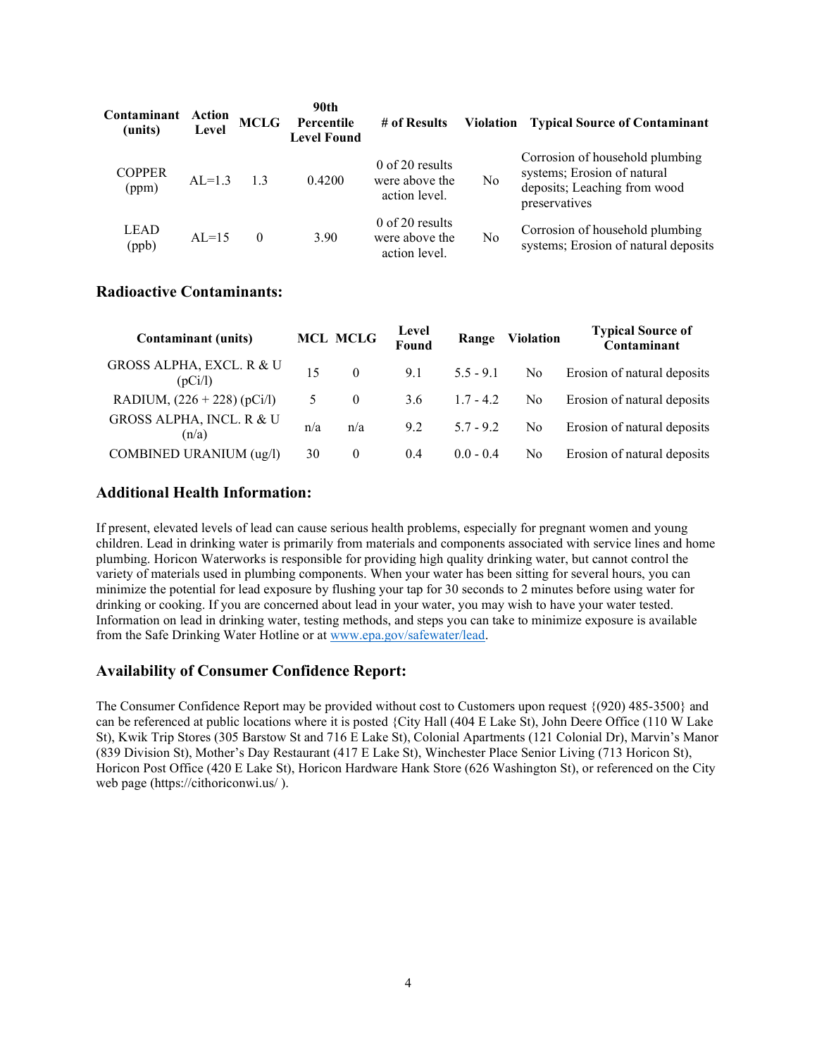| Contaminant (units) | Action Level | MCLG | 90th Percentile Level Found | # of Results | Violation | Typical Source of Contaminant |
|---|---|---|---|---|---|---|
| COPPER (ppm) | AL=1.3 | 1.3 | 0.4200 | 0 of 20 results were above the action level. | No | Corrosion of household plumbing systems; Erosion of natural deposits; Leaching from wood preservatives |
| LEAD (ppb) | AL=15 | 0 | 3.90 | 0 of 20 results were above the action level. | No | Corrosion of household plumbing systems; Erosion of natural deposits |

### Radioactive Contaminants:

| Contaminant (units) | MCL | MCLG | Level Found | Range | Violation | Typical Source of Contaminant |
|---|---|---|---|---|---|---|
| GROSS ALPHA, EXCL. R & U (pCi/l) | 15 | 0 | 9.1 | 5.5 - 9.1 | No | Erosion of natural deposits |
| RADIUM, (226 + 228) (pCi/l) | 5 | 0 | 3.6 | 1.7 - 4.2 | No | Erosion of natural deposits |
| GROSS ALPHA, INCL. R & U (n/a) | n/a | n/a | 9.2 | 5.7 - 9.2 | No | Erosion of natural deposits |
| COMBINED URANIUM (ug/l) | 30 | 0 | 0.4 | 0.0 - 0.4 | No | Erosion of natural deposits |

### Additional Health Information:

If present, elevated levels of lead can cause serious health problems, especially for pregnant women and young children. Lead in drinking water is primarily from materials and components associated with service lines and home plumbing. Horicon Waterworks is responsible for providing high quality drinking water, but cannot control the variety of materials used in plumbing components. When your water has been sitting for several hours, you can minimize the potential for lead exposure by flushing your tap for 30 seconds to 2 minutes before using water for drinking or cooking. If you are concerned about lead in your water, you may wish to have your water tested. Information on lead in drinking water, testing methods, and steps you can take to minimize exposure is available from the Safe Drinking Water Hotline or at www.epa.gov/safewater/lead.

### Availability of Consumer Confidence Report:

The Consumer Confidence Report may be provided without cost to Customers upon request {(920) 485-3500} and can be referenced at public locations where it is posted {City Hall (404 E Lake St), John Deere Office (110 W Lake St), Kwik Trip Stores (305 Barstow St and 716 E Lake St), Colonial Apartments (121 Colonial Dr), Marvin's Manor (839 Division St), Mother's Day Restaurant (417 E Lake St), Winchester Place Senior Living (713 Horicon St), Horicon Post Office (420 E Lake St), Horicon Hardware Hank Store (626 Washington St), or referenced on the City web page (https://cithoriconwi.us/ ).